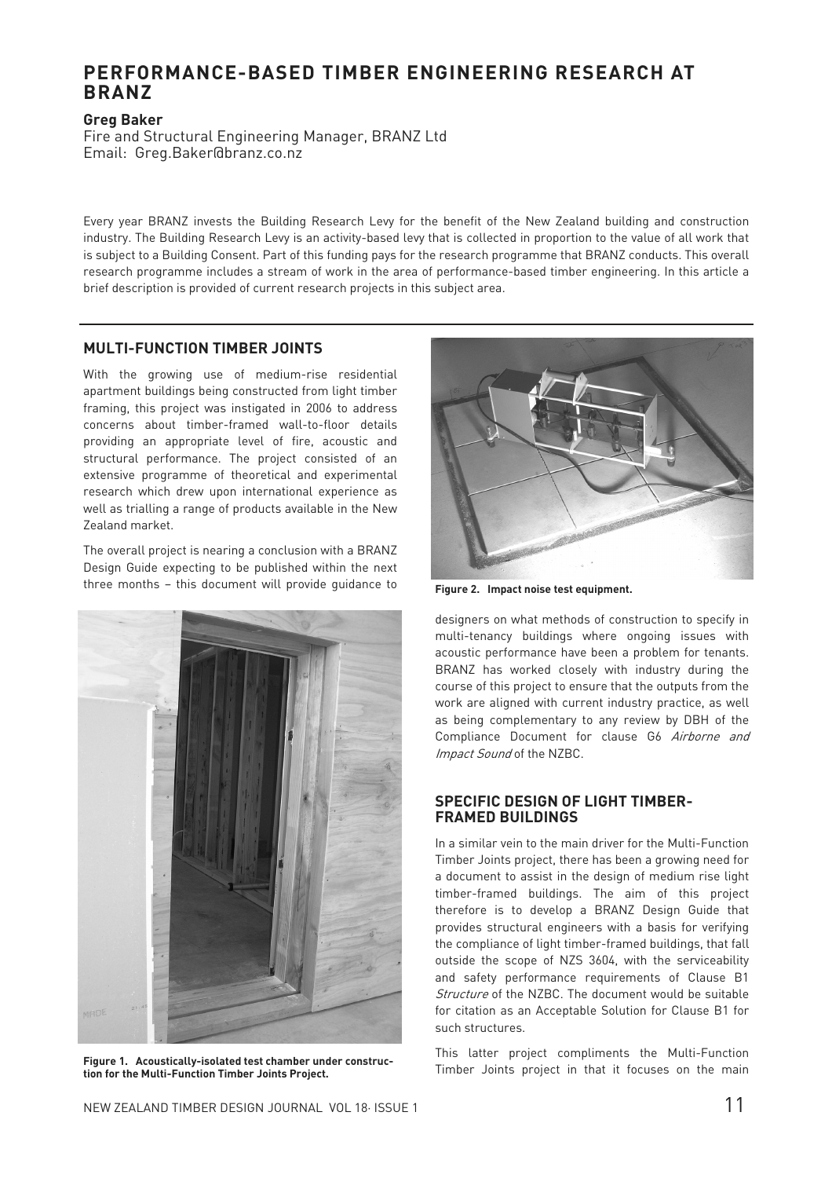# PERFORMANCE-BASED TIMBER ENGINEERING RESEARCH AT BRANZ

**Greg Baker**

Fire and Structural Engineering Manager, BRANZ Ltd

Email: Greg.Baker@branz.co.nz

Every year BRANZ invests the Building Research Levy for the benefit of the New Zealand building and construction industry. The Building Research Levy is an activity-based levy that is collected in proportion to the value of all work that is subject to a Building Consent. Part of this funding pays for the research programme that BRANZ conducts. This overall research programme includes a stream of work in the area of performance-based timber engineering. In this article a brief description is provided of current research projects in this subject area.

## MULTI-FUNCTION TIMBER JOINTS

With the growing use of medium-rise residential apartment buildings being constructed from light timber framing, this project was instigated in 2006 to address concerns about timber-framed wall-to-floor details providing an appropriate level of fire, acoustic and structural performance. The project consisted of an extensive programme of theoretical and experimental research which drew upon international experience as well as trialling a range of products available in the New Zealand market.

The overall project is nearing a conclusion with a BRANZ Design Guide expecting to be published within the next three months – this document will provide guidance to designers on what methods of construction to specify in multi-tenancy buildings where ongoing issues with acoustic performance have been a problem for tenants. BRANZ has worked closely with industry during the course of this project to ensure that the outputs from the work are aligned with current industry practice, as well as being complementary to any review by DBH of the Compliance Document for clause G6 *Airborne and Impact Sound* of the NZBC.

**Figure 1. Acoustically-isolated test chamber under construction for the Multi-Function Timber Joints Project.**

**Figure 2. Impact noise test equipment.**

## SPECIFIC DESIGN OF LIGHT TIMBER-FRAMED BUILDINGS

In a similar vein to the main driver for the Multi-Function Timber Joints project, there has been a growing need for a document to assist in the design of medium rise light timber-framed buildings. The aim of this project therefore is to develop a BRANZ Design Guide that provides structural engineers with a basis for verifying the compliance of light timber-framed buildings, that fall outside the scope of NZS 3604, with the serviceability and safety performance requirements of Clause B1 *Structure* of the NZBC. The document would be suitable for citation as an Acceptable Solution for Clause B1 for such structures.

This latter project compliments the Multi-Function Timber Joints project in that it focuses on the main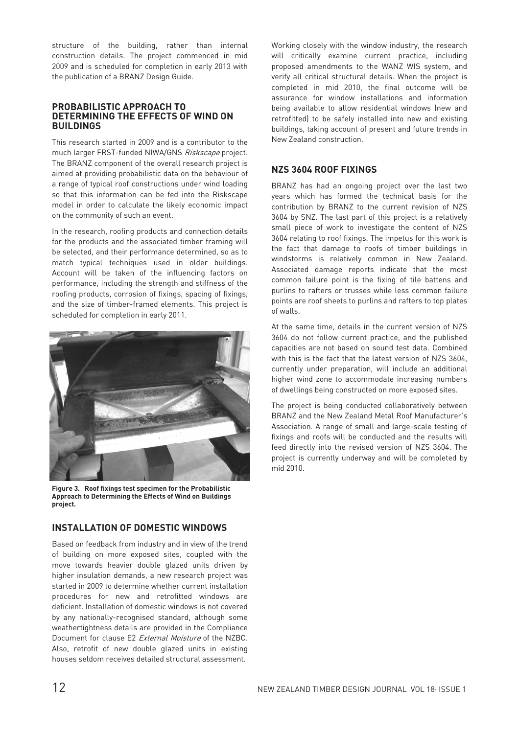structure of the building, rather than internal construction details. The project commenced in mid 2009 and is scheduled for completion in early 2013 with the publication of a BRANZ Design Guide.

## PROBABILISTIC APPROACH TO DETERMINING THE EFFECTS OF WIND ON BUILDINGS

This research started in 2009 and is a contributor to the much larger FRST-funded NIWA/GNS *Riskscape* project. The BRANZ component of the overall research project is aimed at providing probabilistic data on the behaviour of a range of typical roof constructions under wind loading so that this information can be fed into the Riskscape model in order to calculate the likely economic impact on the community of such an event.

In the research, roofing products and connection details for the products and the associated timber framing will be selected, and their performance determined, so as to match typical techniques used in older buildings. Account will be taken of the influencing factors on performance, including the strength and stiffness of the roofing products, corrosion of fixings, spacing of fixings, and the size of timber-framed elements. This project is scheduled for completion in early 2011.

**Figure 3. Roof fixings test specimen for the Probabilistic Approach to Determining the Effects of Wind on Buildings project.**

## INSTALLATION OF DOMESTIC WINDOWS

Based on feedback from industry and in view of the trend of building on more exposed sites, coupled with the move towards heavier double glazed units driven by higher insulation demands, a new research project was started in 2009 to determine whether current installation procedures for new and retrofitted windows are deficient. Installation of domestic windows is not covered by any nationally-recognised standard, although some weathertightness details are provided in the Compliance Document for clause E2 *External Moisture* of the NZBC. Also, retrofit of new double glazed units in existing houses seldom receives detailed structural assessment.

Working closely with the window industry, the research will critically examine current practice, including proposed amendments to the WANZ WIS system, and verify all critical structural details. When the project is completed in mid 2010, the final outcome will be assurance for window installations and information being available to allow residential windows (new and retrofitted) to be safely installed into new and existing buildings, taking account of present and future trends in New Zealand construction.

## NZS 3604 ROOF FIXINGS

BRANZ has had an ongoing project over the last two years which has formed the technical basis for the contribution by BRANZ to the current revision of NZS 3604 by SNZ. The last part of this project is a relatively small piece of work to investigate the content of NZS 3604 relating to roof fixings. The impetus for this work is the fact that damage to roofs of timber buildings in windstorms is relatively common in New Zealand. Associated damage reports indicate that the most common failure point is the fixing of tile battens and purlins to rafters or trusses while less common failure points are roof sheets to purlins and rafters to top plates of walls.

At the same time, details in the current version of NZS 3604 do not follow current practice, and the published capacities are not based on sound test data. Combined with this is the fact that the latest version of NZS 3604, currently under preparation, will include an additional higher wind zone to accommodate increasing numbers of dwellings being constructed on more exposed sites.

The project is being conducted collaboratively between BRANZ and the New Zealand Metal Roof Manufacturer's Association. A range of small and large-scale testing of fixings and roofs will be conducted and the results will feed directly into the revised version of NZS 3604. The project is currently underway and will be completed by mid 2010.